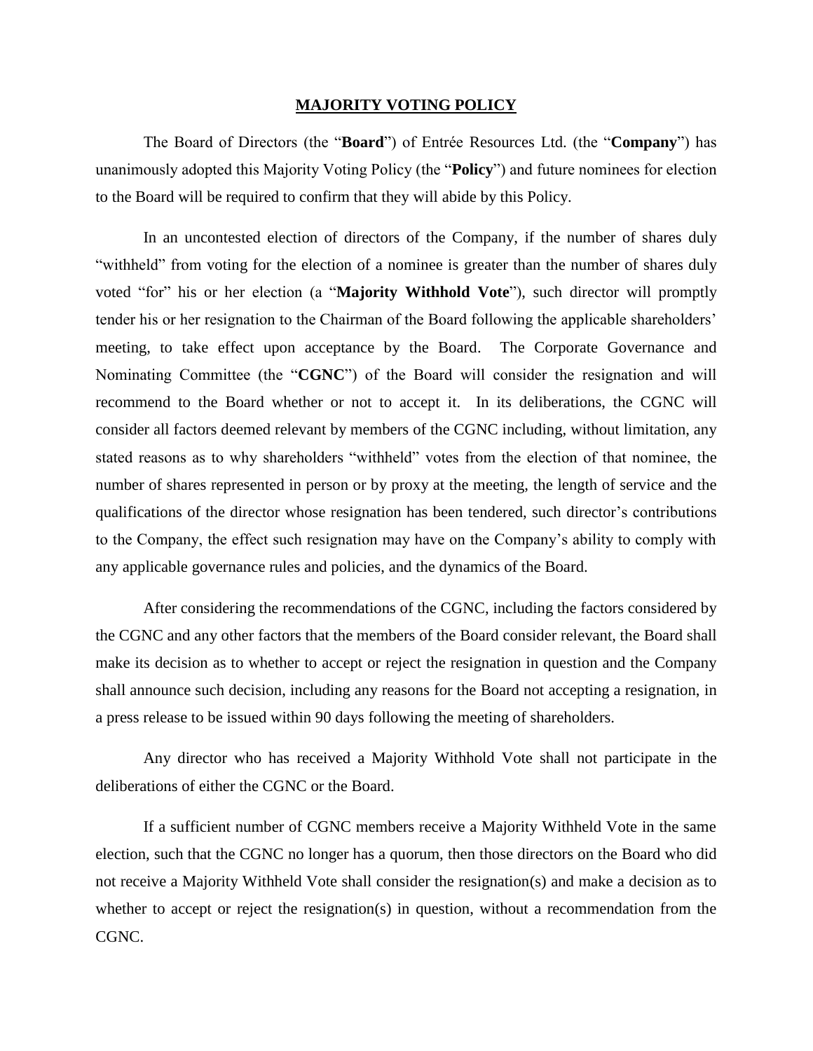# MAJORITY VOTING POLICY

The Board of Directors (the "**Board**") of Entrée Resources Ltd. (the "**Company**") has unanimously adopted this Majority Voting Policy (the "**Policy**") and future nominees for election to the Board will be required to confirm that they will abide by this Policy.

In an uncontested election of directors of the Company, if the number of shares duly "withheld" from voting for the election of a nominee is greater than the number of shares duly voted "for" his or her election (a "**Majority Withhold Vote**"), such director will promptly tender his or her resignation to the Chairman of the Board following the applicable shareholders' meeting, to take effect upon acceptance by the Board. The Corporate Governance and Nominating Committee (the "**CGNC**") of the Board will consider the resignation and will recommend to the Board whether or not to accept it. In its deliberations, the CGNC will consider all factors deemed relevant by members of the CGNC including, without limitation, any stated reasons as to why shareholders "withheld" votes from the election of that nominee, the number of shares represented in person or by proxy at the meeting, the length of service and the qualifications of the director whose resignation has been tendered, such director's contributions to the Company, the effect such resignation may have on the Company's ability to comply with any applicable governance rules and policies, and the dynamics of the Board.

After considering the recommendations of the CGNC, including the factors considered by the CGNC and any other factors that the members of the Board consider relevant, the Board shall make its decision as to whether to accept or reject the resignation in question and the Company shall announce such decision, including any reasons for the Board not accepting a resignation, in a press release to be issued within 90 days following the meeting of shareholders.

Any director who has received a Majority Withhold Vote shall not participate in the deliberations of either the CGNC or the Board.

If a sufficient number of CGNC members receive a Majority Withheld Vote in the same election, such that the CGNC no longer has a quorum, then those directors on the Board who did not receive a Majority Withheld Vote shall consider the resignation(s) and make a decision as to whether to accept or reject the resignation(s) in question, without a recommendation from the CGNC.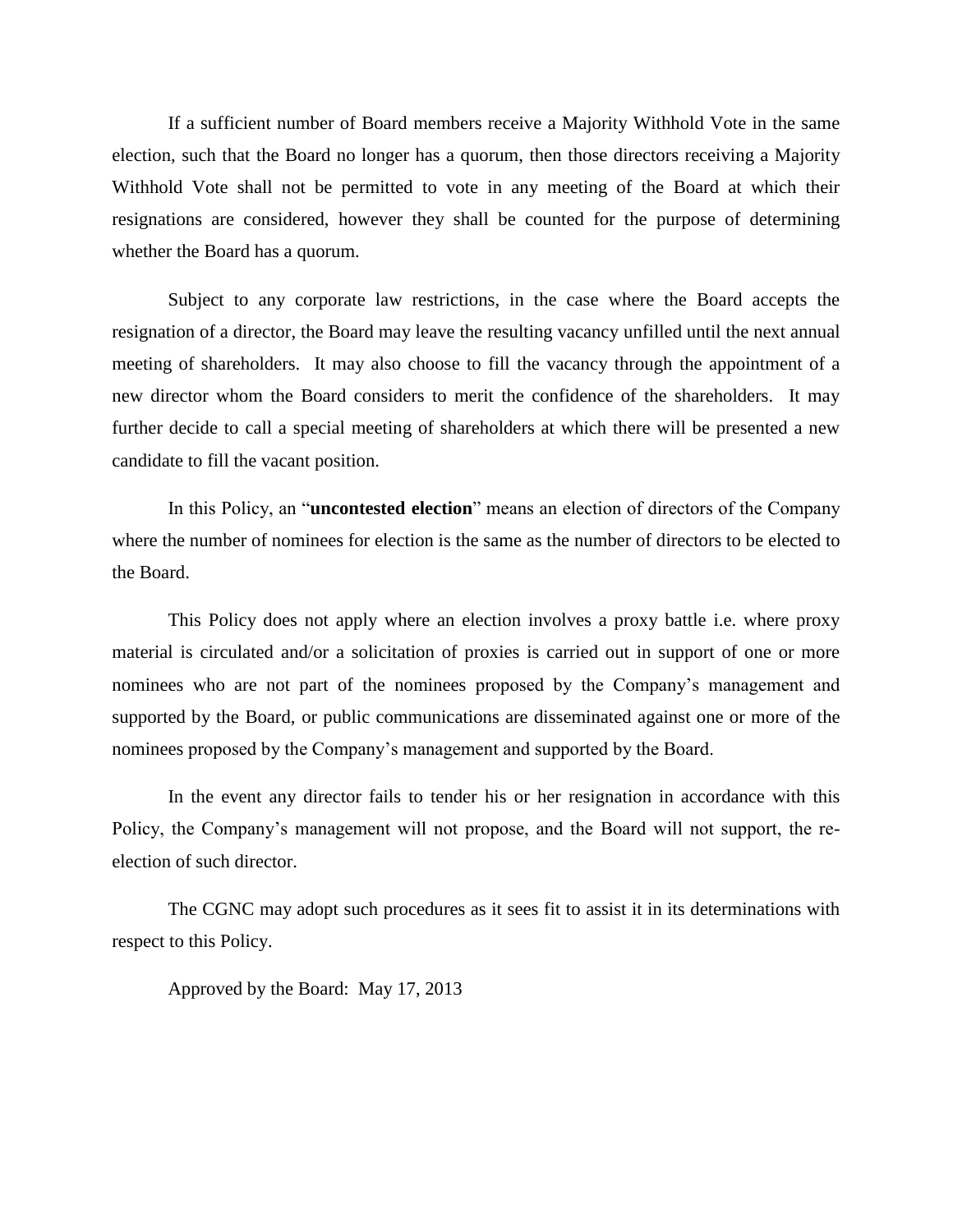If a sufficient number of Board members receive a Majority Withhold Vote in the same election, such that the Board no longer has a quorum, then those directors receiving a Majority Withhold Vote shall not be permitted to vote in any meeting of the Board at which their resignations are considered, however they shall be counted for the purpose of determining whether the Board has a quorum.

Subject to any corporate law restrictions, in the case where the Board accepts the resignation of a director, the Board may leave the resulting vacancy unfilled until the next annual meeting of shareholders. It may also choose to fill the vacancy through the appointment of a new director whom the Board considers to merit the confidence of the shareholders. It may further decide to call a special meeting of shareholders at which there will be presented a new candidate to fill the vacant position.

In this Policy, an "**uncontested election**" means an election of directors of the Company where the number of nominees for election is the same as the number of directors to be elected to the Board.

This Policy does not apply where an election involves a proxy battle i.e. where proxy material is circulated and/or a solicitation of proxies is carried out in support of one or more nominees who are not part of the nominees proposed by the Company's management and supported by the Board, or public communications are disseminated against one or more of the nominees proposed by the Company's management and supported by the Board.

In the event any director fails to tender his or her resignation in accordance with this Policy, the Company's management will not propose, and the Board will not support, the re-election of such director.

The CGNC may adopt such procedures as it sees fit to assist it in its determinations with respect to this Policy.

Approved by the Board: May 17, 2013